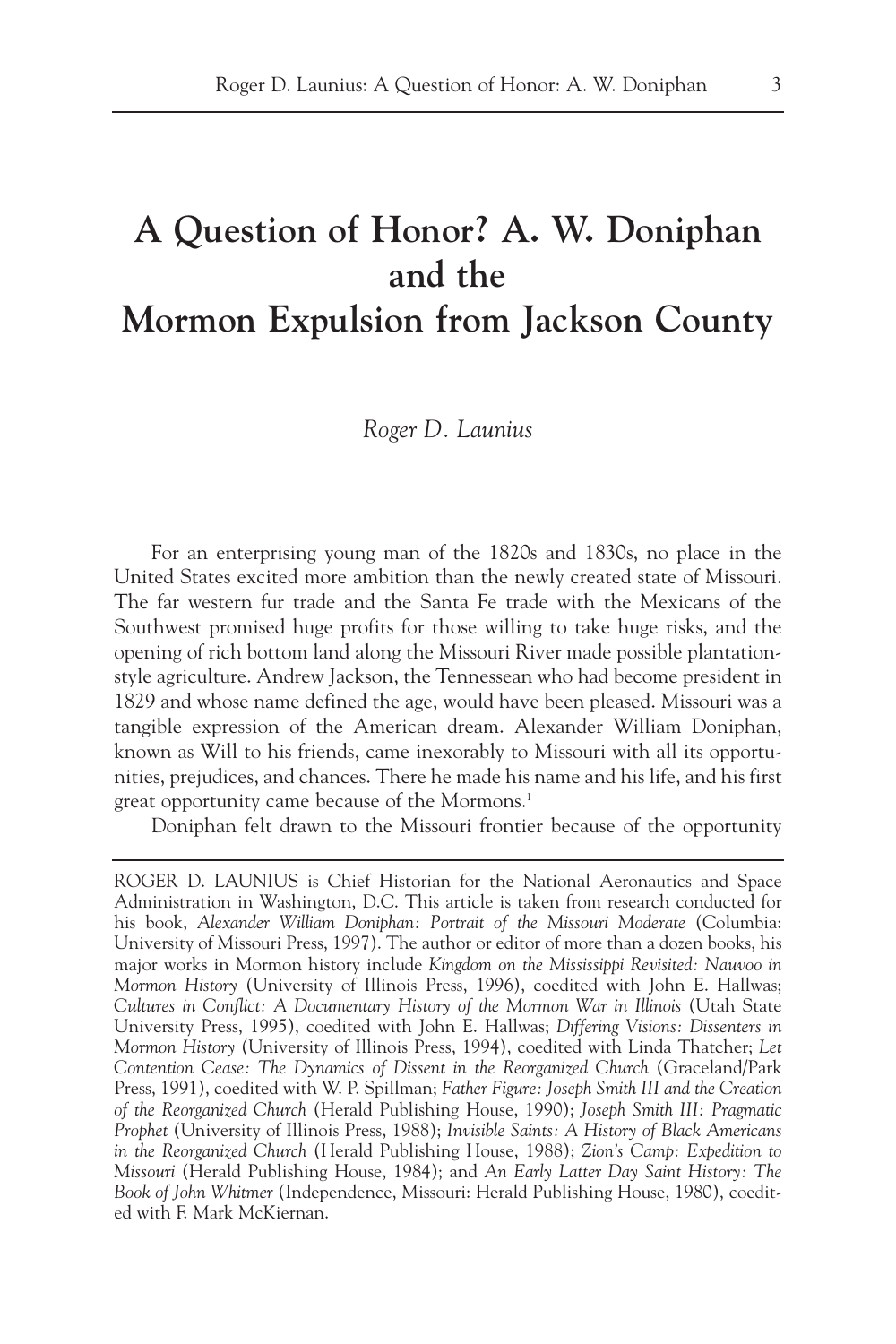# A Question of Honor? A. W. Doniphan and the Mormon Expulsion from Jackson County

*Roger D. Launius*

For an enterprising young man of the 1820s and 1830s, no place in the United States excited more ambition than the newly created state of Missouri. The far western fur trade and the Santa Fe trade with the Mexicans of the Southwest promised huge profits for those willing to take huge risks, and the opening of rich bottom land along the Missouri River made possible plantation-style agriculture. Andrew Jackson, the Tennessean who had become president in 1829 and whose name defined the age, would have been pleased. Missouri was a tangible expression of the American dream. Alexander William Doniphan, known as Will to his friends, came inexorably to Missouri with all its opportunities, prejudices, and chances. There he made his name and his life, and his first great opportunity came because of the Mormons.[1]

Doniphan felt drawn to the Missouri frontier because of the opportunity

---

ROGER D. LAUNIUS is Chief Historian for the National Aeronautics and Space Administration in Washington, D.C. This article is taken from research conducted for his book, *Alexander William Doniphan: Portrait of the Missouri Moderate* (Columbia: University of Missouri Press, 1997). The author or editor of more than a dozen books, his major works in Mormon history include *Kingdom on the Mississippi Revisited: Nauvoo in Mormon History* (University of Illinois Press, 1996), coedited with John E. Hallwas; *Cultures in Conflict: A Documentary History of the Mormon War in Illinois* (Utah State University Press, 1995), coedited with John E. Hallwas; *Differing Visions: Dissenters in Mormon History* (University of Illinois Press, 1994), coedited with Linda Thatcher; *Let Contention Cease: The Dynamics of Dissent in the Reorganized Church* (Graceland/Park Press, 1991), coedited with W. P. Spillman; *Father Figure: Joseph Smith III and the Creation of the Reorganized Church* (Herald Publishing House, 1990); *Joseph Smith III: Pragmatic Prophet* (University of Illinois Press, 1988); *Invisible Saints: A History of Black Americans in the Reorganized Church* (Herald Publishing House, 1988); *Zion's Camp: Expedition to Missouri* (Herald Publishing House, 1984); and *An Early Latter Day Saint History: The Book of John Whitmer* (Independence, Missouri: Herald Publishing House, 1980), coedited with F. Mark McKiernan.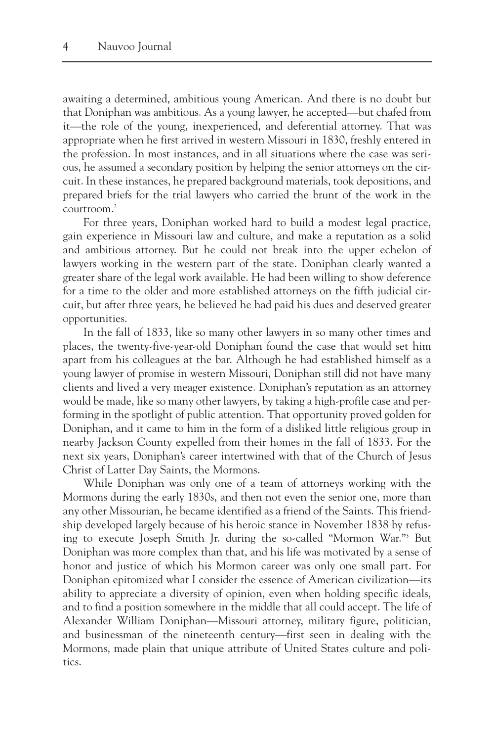awaiting a determined, ambitious young American. And there is no doubt but that Doniphan was ambitious. As a young lawyer, he accepted—but chafed from it—the role of the young, inexperienced, and deferential attorney. That was appropriate when he first arrived in western Missouri in 1830, freshly entered in the profession. In most instances, and in all situations where the case was serious, he assumed a secondary position by helping the senior attorneys on the circuit. In these instances, he prepared background materials, took depositions, and prepared briefs for the trial lawyers who carried the brunt of the work in the courtroom.[2]

For three years, Doniphan worked hard to build a modest legal practice, gain experience in Missouri law and culture, and make a reputation as a solid and ambitious attorney. But he could not break into the upper echelon of lawyers working in the western part of the state. Doniphan clearly wanted a greater share of the legal work available. He had been willing to show deference for a time to the older and more established attorneys on the fifth judicial circuit, but after three years, he believed he had paid his dues and deserved greater opportunities.

In the fall of 1833, like so many other lawyers in so many other times and places, the twenty-five-year-old Doniphan found the case that would set him apart from his colleagues at the bar. Although he had established himself as a young lawyer of promise in western Missouri, Doniphan still did not have many clients and lived a very meager existence. Doniphan's reputation as an attorney would be made, like so many other lawyers, by taking a high-profile case and performing in the spotlight of public attention. That opportunity proved golden for Doniphan, and it came to him in the form of a disliked little religious group in nearby Jackson County expelled from their homes in the fall of 1833. For the next six years, Doniphan's career intertwined with that of the Church of Jesus Christ of Latter Day Saints, the Mormons.

While Doniphan was only one of a team of attorneys working with the Mormons during the early 1830s, and then not even the senior one, more than any other Missourian, he became identified as a friend of the Saints. This friendship developed largely because of his heroic stance in November 1838 by refusing to execute Joseph Smith Jr. during the so-called "Mormon War."[3] But Doniphan was more complex than that, and his life was motivated by a sense of honor and justice of which his Mormon career was only one small part. For Doniphan epitomized what I consider the essence of American civilization—its ability to appreciate a diversity of opinion, even when holding specific ideals, and to find a position somewhere in the middle that all could accept. The life of Alexander William Doniphan—Missouri attorney, military figure, politician, and businessman of the nineteenth century—first seen in dealing with the Mormons, made plain that unique attribute of United States culture and politics.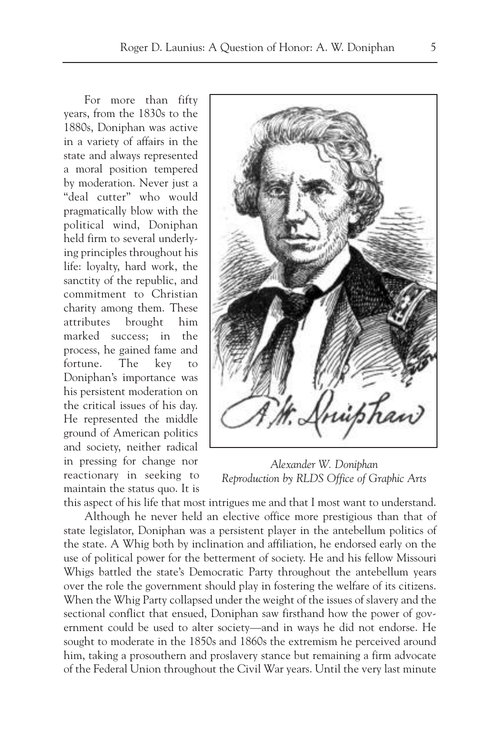For more than fifty years, from the 1830s to the 1880s, Doniphan was active in a variety of affairs in the state and always represented a moral position tempered by moderation. Never just a "deal cutter" who would pragmatically blow with the political wind, Doniphan held firm to several underlying principles throughout his life: loyalty, hard work, the sanctity of the republic, and commitment to Christian charity among them. These attributes brought him marked success; in the process, he gained fame and fortune. The key to Doniphan's importance was his persistent moderation on the critical issues of his day. He represented the middle ground of American politics and society, neither radical in pressing for change nor reactionary in seeking to maintain the status quo. It is this aspect of his life that most intrigues me and that I most want to understand.

*Alexander W. Doniphan*
*Reproduction by RLDS Office of Graphic Arts*

Although he never held an elective office more prestigious than that of state legislator, Doniphan was a persistent player in the antebellum politics of the state. A Whig both by inclination and affiliation, he endorsed early on the use of political power for the betterment of society. He and his fellow Missouri Whigs battled the state's Democratic Party throughout the antebellum years over the role the government should play in fostering the welfare of its citizens. When the Whig Party collapsed under the weight of the issues of slavery and the sectional conflict that ensued, Doniphan saw firsthand how the power of government could be used to alter society—and in ways he did not endorse. He sought to moderate in the 1850s and 1860s the extremism he perceived around him, taking a prosouthern and proslavery stance but remaining a firm advocate of the Federal Union throughout the Civil War years. Until the very last minute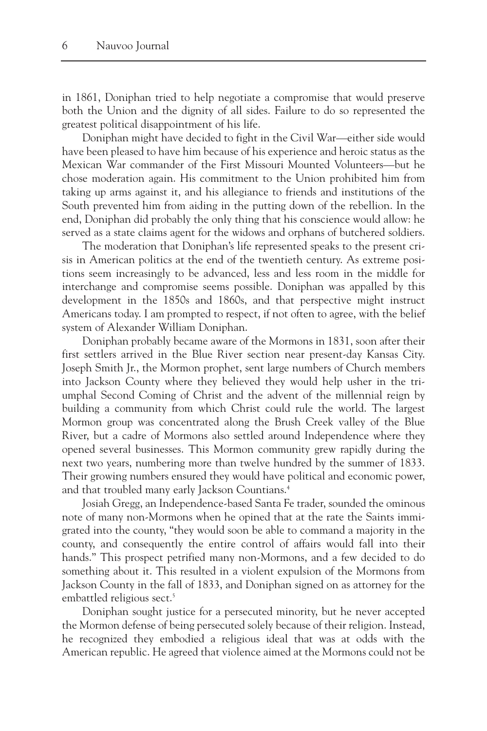in 1861, Doniphan tried to help negotiate a compromise that would preserve both the Union and the dignity of all sides. Failure to do so represented the greatest political disappointment of his life.

Doniphan might have decided to fight in the Civil War—either side would have been pleased to have him because of his experience and heroic status as the Mexican War commander of the First Missouri Mounted Volunteers—but he chose moderation again. His commitment to the Union prohibited him from taking up arms against it, and his allegiance to friends and institutions of the South prevented him from aiding in the putting down of the rebellion. In the end, Doniphan did probably the only thing that his conscience would allow: he served as a state claims agent for the widows and orphans of butchered soldiers.

The moderation that Doniphan's life represented speaks to the present crisis in American politics at the end of the twentieth century. As extreme positions seem increasingly to be advanced, less and less room in the middle for interchange and compromise seems possible. Doniphan was appalled by this development in the 1850s and 1860s, and that perspective might instruct Americans today. I am prompted to respect, if not often to agree, with the belief system of Alexander William Doniphan.

Doniphan probably became aware of the Mormons in 1831, soon after their first settlers arrived in the Blue River section near present-day Kansas City. Joseph Smith Jr., the Mormon prophet, sent large numbers of Church members into Jackson County where they believed they would help usher in the triumphal Second Coming of Christ and the advent of the millennial reign by building a community from which Christ could rule the world. The largest Mormon group was concentrated along the Brush Creek valley of the Blue River, but a cadre of Mormons also settled around Independence where they opened several businesses. This Mormon community grew rapidly during the next two years, numbering more than twelve hundred by the summer of 1833. Their growing numbers ensured they would have political and economic power, and that troubled many early Jackson Countians.[4]

Josiah Gregg, an Independence-based Santa Fe trader, sounded the ominous note of many non-Mormons when he opined that at the rate the Saints immigrated into the county, "they would soon be able to command a majority in the county, and consequently the entire control of affairs would fall into their hands." This prospect petrified many non-Mormons, and a few decided to do something about it. This resulted in a violent expulsion of the Mormons from Jackson County in the fall of 1833, and Doniphan signed on as attorney for the embattled religious sect.[5]

Doniphan sought justice for a persecuted minority, but he never accepted the Mormon defense of being persecuted solely because of their religion. Instead, he recognized they embodied a religious ideal that was at odds with the American republic. He agreed that violence aimed at the Mormons could not be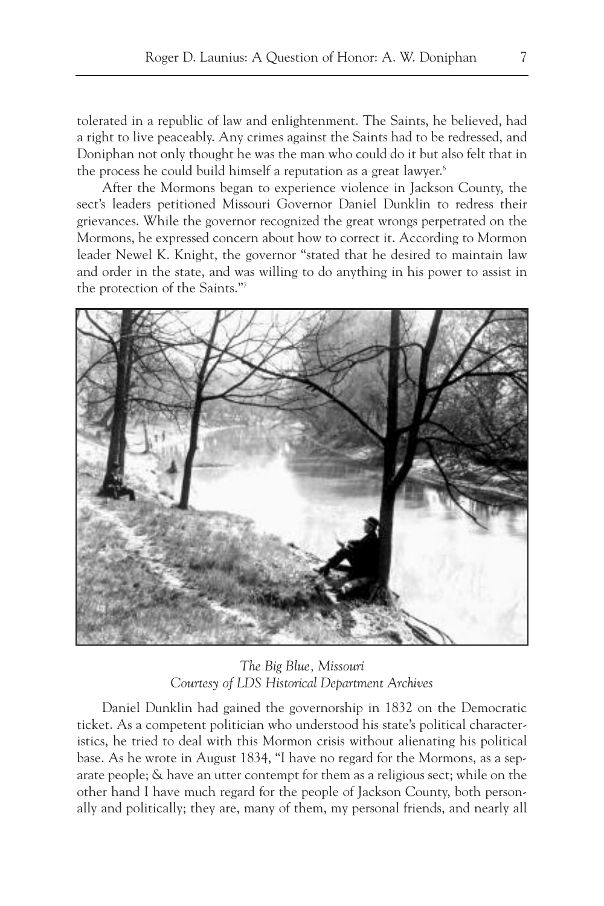tolerated in a republic of law and enlightenment. The Saints, he believed, had a right to live peaceably. Any crimes against the Saints had to be redressed, and Doniphan not only thought he was the man who could do it but also felt that in the process he could build himself a reputation as a great lawyer.[6]

After the Mormons began to experience violence in Jackson County, the sect's leaders petitioned Missouri Governor Daniel Dunklin to redress their grievances. While the governor recognized the great wrongs perpetrated on the Mormons, he expressed concern about how to correct it. According to Mormon leader Newel K. Knight, the governor "stated that he desired to maintain law and order in the state, and was willing to do anything in his power to assist in the protection of the Saints."[7]

*The Big Blue, Missouri*
*Courtesy of LDS Historical Department Archives*

Daniel Dunklin had gained the governorship in 1832 on the Democratic ticket. As a competent politician who understood his state's political characteristics, he tried to deal with this Mormon crisis without alienating his political base. As he wrote in August 1834, "I have no regard for the Mormons, as a separate people; & have an utter contempt for them as a religious sect; while on the other hand I have much regard for the people of Jackson County, both personally and politically; they are, many of them, my personal friends, and nearly all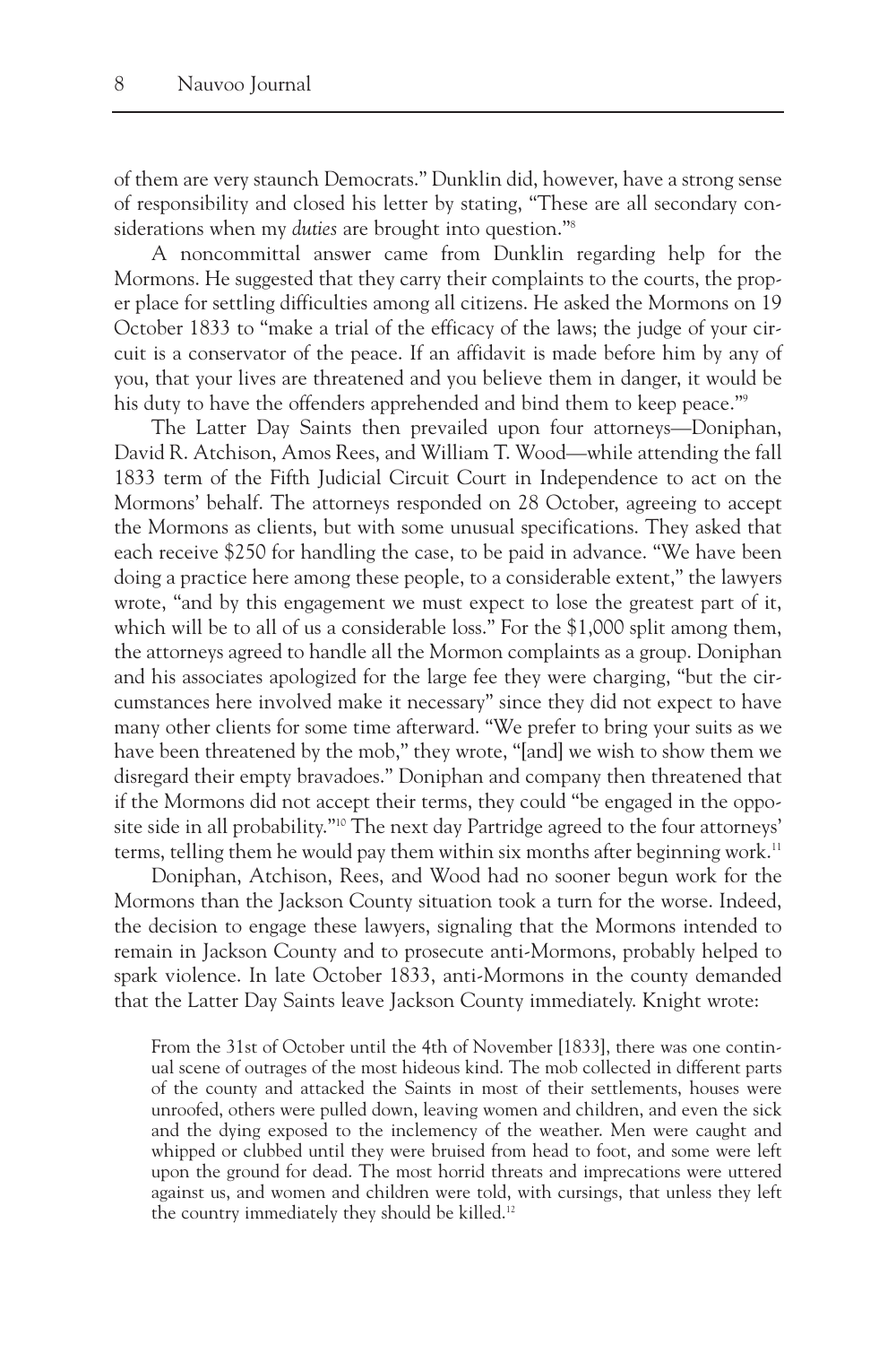of them are very staunch Democrats." Dunklin did, however, have a strong sense of responsibility and closed his letter by stating, "These are all secondary considerations when my *duties* are brought into question."[8]

A noncommittal answer came from Dunklin regarding help for the Mormons. He suggested that they carry their complaints to the courts, the proper place for settling difficulties among all citizens. He asked the Mormons on 19 October 1833 to "make a trial of the efficacy of the laws; the judge of your circuit is a conservator of the peace. If an affidavit is made before him by any of you, that your lives are threatened and you believe them in danger, it would be his duty to have the offenders apprehended and bind them to keep peace."[9]

The Latter Day Saints then prevailed upon four attorneys—Doniphan, David R. Atchison, Amos Rees, and William T. Wood—while attending the fall 1833 term of the Fifth Judicial Circuit Court in Independence to act on the Mormons' behalf. The attorneys responded on 28 October, agreeing to accept the Mormons as clients, but with some unusual specifications. They asked that each receive $250 for handling the case, to be paid in advance. "We have been doing a practice here among these people, to a considerable extent," the lawyers wrote, "and by this engagement we must expect to lose the greatest part of it, which will be to all of us a considerable loss." For the $1,000 split among them, the attorneys agreed to handle all the Mormon complaints as a group. Doniphan and his associates apologized for the large fee they were charging, "but the circumstances here involved make it necessary" since they did not expect to have many other clients for some time afterward. "We prefer to bring your suits as we have been threatened by the mob," they wrote, "[and] we wish to show them we disregard their empty bravadoes." Doniphan and company then threatened that if the Mormons did not accept their terms, they could "be engaged in the opposite side in all probability."[10] The next day Partridge agreed to the four attorneys' terms, telling them he would pay them within six months after beginning work.[11]

Doniphan, Atchison, Rees, and Wood had no sooner begun work for the Mormons than the Jackson County situation took a turn for the worse. Indeed, the decision to engage these lawyers, signaling that the Mormons intended to remain in Jackson County and to prosecute anti-Mormons, probably helped to spark violence. In late October 1833, anti-Mormons in the county demanded that the Latter Day Saints leave Jackson County immediately. Knight wrote:

> From the 31st of October until the 4th of November [1833], there was one continual scene of outrages of the most hideous kind. The mob collected in different parts of the county and attacked the Saints in most of their settlements, houses were unroofed, others were pulled down, leaving women and children, and even the sick and the dying exposed to the inclemency of the weather. Men were caught and whipped or clubbed until they were bruised from head to foot, and some were left upon the ground for dead. The most horrid threats and imprecations were uttered against us, and women and children were told, with cursings, that unless they left the country immediately they should be killed.[12]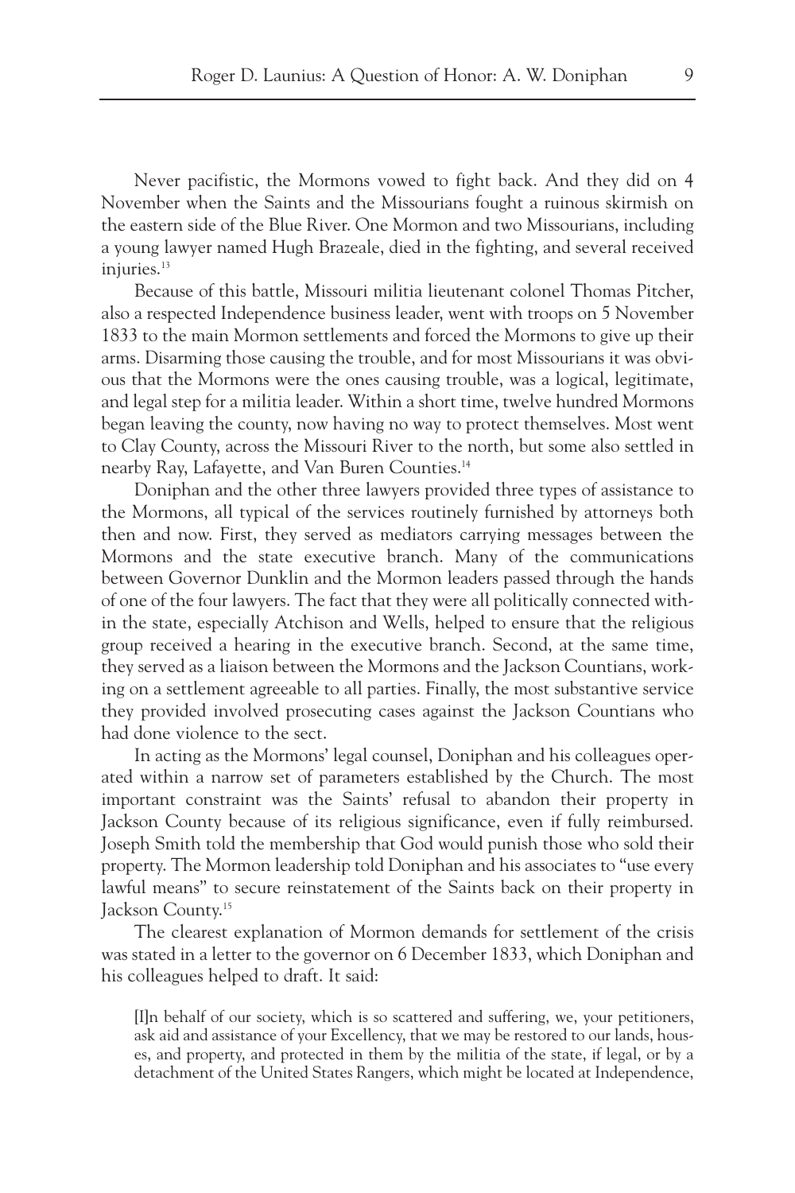Never pacifistic, the Mormons vowed to fight back. And they did on 4 November when the Saints and the Missourians fought a ruinous skirmish on the eastern side of the Blue River. One Mormon and two Missourians, including a young lawyer named Hugh Brazeale, died in the fighting, and several received injuries.[13]

Because of this battle, Missouri militia lieutenant colonel Thomas Pitcher, also a respected Independence business leader, went with troops on 5 November 1833 to the main Mormon settlements and forced the Mormons to give up their arms. Disarming those causing the trouble, and for most Missourians it was obvious that the Mormons were the ones causing trouble, was a logical, legitimate, and legal step for a militia leader. Within a short time, twelve hundred Mormons began leaving the county, now having no way to protect themselves. Most went to Clay County, across the Missouri River to the north, but some also settled in nearby Ray, Lafayette, and Van Buren Counties.[14]

Doniphan and the other three lawyers provided three types of assistance to the Mormons, all typical of the services routinely furnished by attorneys both then and now. First, they served as mediators carrying messages between the Mormons and the state executive branch. Many of the communications between Governor Dunklin and the Mormon leaders passed through the hands of one of the four lawyers. The fact that they were all politically connected within the state, especially Atchison and Wells, helped to ensure that the religious group received a hearing in the executive branch. Second, at the same time, they served as a liaison between the Mormons and the Jackson Countians, working on a settlement agreeable to all parties. Finally, the most substantive service they provided involved prosecuting cases against the Jackson Countians who had done violence to the sect.

In acting as the Mormons' legal counsel, Doniphan and his colleagues operated within a narrow set of parameters established by the Church. The most important constraint was the Saints' refusal to abandon their property in Jackson County because of its religious significance, even if fully reimbursed. Joseph Smith told the membership that God would punish those who sold their property. The Mormon leadership told Doniphan and his associates to "use every lawful means" to secure reinstatement of the Saints back on their property in Jackson County.[15]

The clearest explanation of Mormon demands for settlement of the crisis was stated in a letter to the governor on 6 December 1833, which Doniphan and his colleagues helped to draft. It said:

> [I]n behalf of our society, which is so scattered and suffering, we, your petitioners, ask aid and assistance of your Excellency, that we may be restored to our lands, houses, and property, and protected in them by the militia of the state, if legal, or by a detachment of the United States Rangers, which might be located at Independence,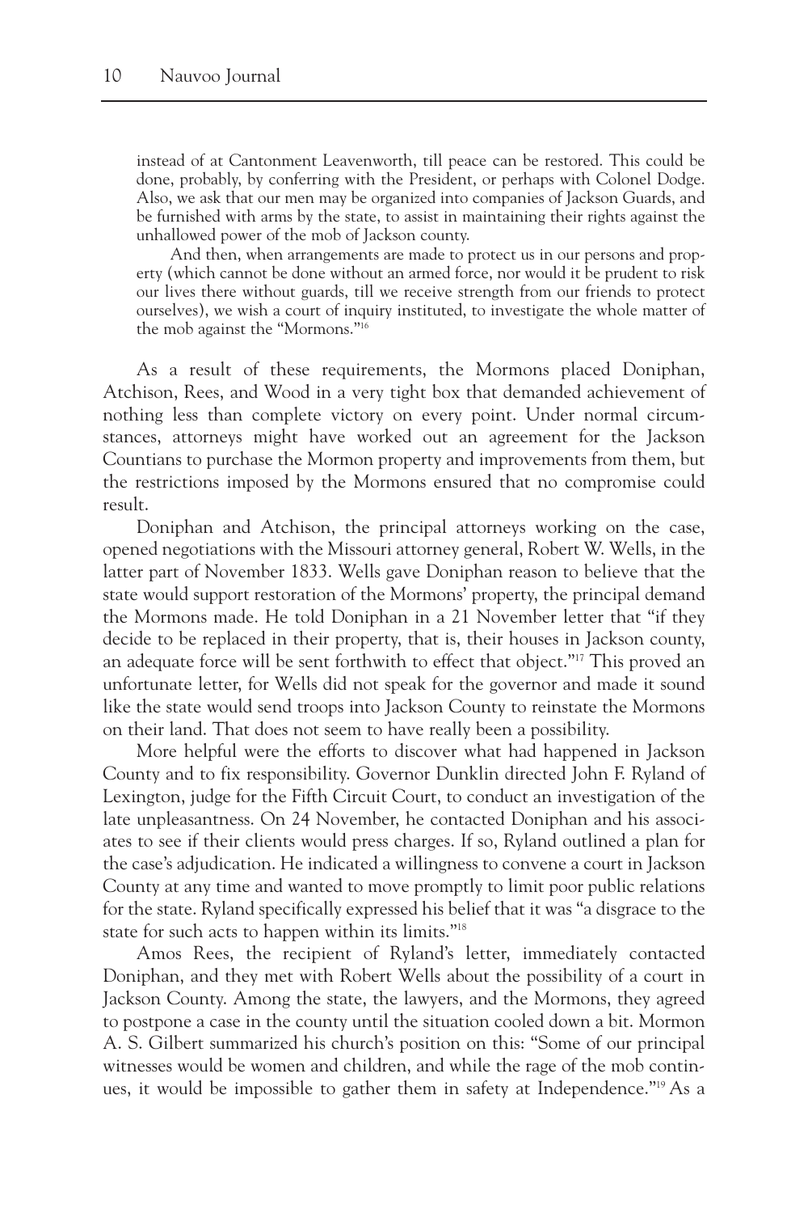instead of at Cantonment Leavenworth, till peace can be restored. This could be done, probably, by conferring with the President, or perhaps with Colonel Dodge. Also, we ask that our men may be organized into companies of Jackson Guards, and be furnished with arms by the state, to assist in maintaining their rights against the unhallowed power of the mob of Jackson county.

And then, when arrangements are made to protect us in our persons and property (which cannot be done without an armed force, nor would it be prudent to risk our lives there without guards, till we receive strength from our friends to protect ourselves), we wish a court of inquiry instituted, to investigate the whole matter of the mob against the "Mormons."[16]

As a result of these requirements, the Mormons placed Doniphan, Atchison, Rees, and Wood in a very tight box that demanded achievement of nothing less than complete victory on every point. Under normal circumstances, attorneys might have worked out an agreement for the Jackson Countians to purchase the Mormon property and improvements from them, but the restrictions imposed by the Mormons ensured that no compromise could result.

Doniphan and Atchison, the principal attorneys working on the case, opened negotiations with the Missouri attorney general, Robert W. Wells, in the latter part of November 1833. Wells gave Doniphan reason to believe that the state would support restoration of the Mormons' property, the principal demand the Mormons made. He told Doniphan in a 21 November letter that "if they decide to be replaced in their property, that is, their houses in Jackson county, an adequate force will be sent forthwith to effect that object."[17] This proved an unfortunate letter, for Wells did not speak for the governor and made it sound like the state would send troops into Jackson County to reinstate the Mormons on their land. That does not seem to have really been a possibility.

More helpful were the efforts to discover what had happened in Jackson County and to fix responsibility. Governor Dunklin directed John F. Ryland of Lexington, judge for the Fifth Circuit Court, to conduct an investigation of the late unpleasantness. On 24 November, he contacted Doniphan and his associates to see if their clients would press charges. If so, Ryland outlined a plan for the case's adjudication. He indicated a willingness to convene a court in Jackson County at any time and wanted to move promptly to limit poor public relations for the state. Ryland specifically expressed his belief that it was "a disgrace to the state for such acts to happen within its limits."[18]

Amos Rees, the recipient of Ryland's letter, immediately contacted Doniphan, and they met with Robert Wells about the possibility of a court in Jackson County. Among the state, the lawyers, and the Mormons, they agreed to postpone a case in the county until the situation cooled down a bit. Mormon A. S. Gilbert summarized his church's position on this: "Some of our principal witnesses would be women and children, and while the rage of the mob continues, it would be impossible to gather them in safety at Independence."[19] As a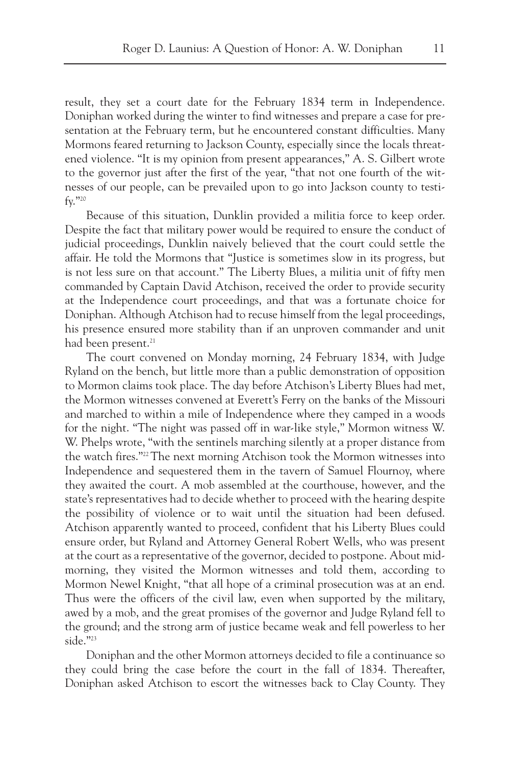result, they set a court date for the February 1834 term in Independence. Doniphan worked during the winter to find witnesses and prepare a case for presentation at the February term, but he encountered constant difficulties. Many Mormons feared returning to Jackson County, especially since the locals threatened violence. "It is my opinion from present appearances," A. S. Gilbert wrote to the governor just after the first of the year, "that not one fourth of the witnesses of our people, can be prevailed upon to go into Jackson county to testify."[20]

Because of this situation, Dunklin provided a militia force to keep order. Despite the fact that military power would be required to ensure the conduct of judicial proceedings, Dunklin naively believed that the court could settle the affair. He told the Mormons that "Justice is sometimes slow in its progress, but is not less sure on that account." The Liberty Blues, a militia unit of fifty men commanded by Captain David Atchison, received the order to provide security at the Independence court proceedings, and that was a fortunate choice for Doniphan. Although Atchison had to recuse himself from the legal proceedings, his presence ensured more stability than if an unproven commander and unit had been present.[21]

The court convened on Monday morning, 24 February 1834, with Judge Ryland on the bench, but little more than a public demonstration of opposition to Mormon claims took place. The day before Atchison's Liberty Blues had met, the Mormon witnesses convened at Everett's Ferry on the banks of the Missouri and marched to within a mile of Independence where they camped in a woods for the night. "The night was passed off in war-like style," Mormon witness W. W. Phelps wrote, "with the sentinels marching silently at a proper distance from the watch fires."[22] The next morning Atchison took the Mormon witnesses into Independence and sequestered them in the tavern of Samuel Flournoy, where they awaited the court. A mob assembled at the courthouse, however, and the state's representatives had to decide whether to proceed with the hearing despite the possibility of violence or to wait until the situation had been defused. Atchison apparently wanted to proceed, confident that his Liberty Blues could ensure order, but Ryland and Attorney General Robert Wells, who was present at the court as a representative of the governor, decided to postpone. About mid-morning, they visited the Mormon witnesses and told them, according to Mormon Newel Knight, "that all hope of a criminal prosecution was at an end. Thus were the officers of the civil law, even when supported by the military, awed by a mob, and the great promises of the governor and Judge Ryland fell to the ground; and the strong arm of justice became weak and fell powerless to her side."[23]

Doniphan and the other Mormon attorneys decided to file a continuance so they could bring the case before the court in the fall of 1834. Thereafter, Doniphan asked Atchison to escort the witnesses back to Clay County. They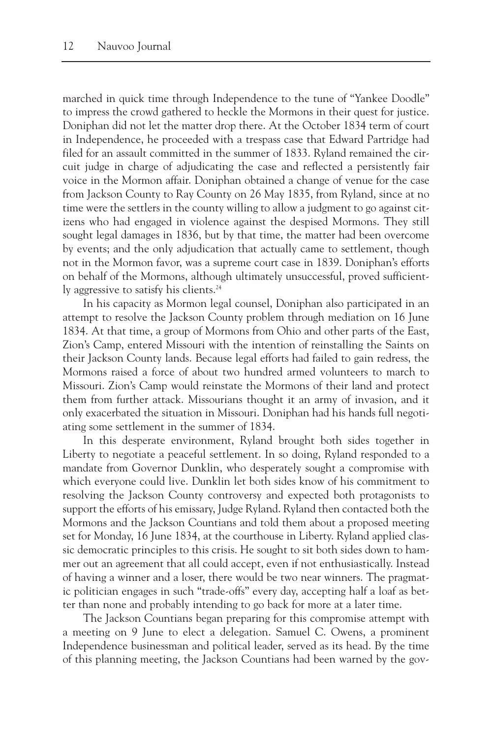marched in quick time through Independence to the tune of "Yankee Doodle" to impress the crowd gathered to heckle the Mormons in their quest for justice. Doniphan did not let the matter drop there. At the October 1834 term of court in Independence, he proceeded with a trespass case that Edward Partridge had filed for an assault committed in the summer of 1833. Ryland remained the circuit judge in charge of adjudicating the case and reflected a persistently fair voice in the Mormon affair. Doniphan obtained a change of venue for the case from Jackson County to Ray County on 26 May 1835, from Ryland, since at no time were the settlers in the county willing to allow a judgment to go against citizens who had engaged in violence against the despised Mormons. They still sought legal damages in 1836, but by that time, the matter had been overcome by events; and the only adjudication that actually came to settlement, though not in the Mormon favor, was a supreme court case in 1839. Doniphan's efforts on behalf of the Mormons, although ultimately unsuccessful, proved sufficiently aggressive to satisfy his clients.[24]

In his capacity as Mormon legal counsel, Doniphan also participated in an attempt to resolve the Jackson County problem through mediation on 16 June 1834. At that time, a group of Mormons from Ohio and other parts of the East, Zion's Camp, entered Missouri with the intention of reinstalling the Saints on their Jackson County lands. Because legal efforts had failed to gain redress, the Mormons raised a force of about two hundred armed volunteers to march to Missouri. Zion's Camp would reinstate the Mormons of their land and protect them from further attack. Missourians thought it an army of invasion, and it only exacerbated the situation in Missouri. Doniphan had his hands full negotiating some settlement in the summer of 1834.

In this desperate environment, Ryland brought both sides together in Liberty to negotiate a peaceful settlement. In so doing, Ryland responded to a mandate from Governor Dunklin, who desperately sought a compromise with which everyone could live. Dunklin let both sides know of his commitment to resolving the Jackson County controversy and expected both protagonists to support the efforts of his emissary, Judge Ryland. Ryland then contacted both the Mormons and the Jackson Countians and told them about a proposed meeting set for Monday, 16 June 1834, at the courthouse in Liberty. Ryland applied classic democratic principles to this crisis. He sought to sit both sides down to hammer out an agreement that all could accept, even if not enthusiastically. Instead of having a winner and a loser, there would be two near winners. The pragmatic politician engages in such "trade-offs" every day, accepting half a loaf as better than none and probably intending to go back for more at a later time.

The Jackson Countians began preparing for this compromise attempt with a meeting on 9 June to elect a delegation. Samuel C. Owens, a prominent Independence businessman and political leader, served as its head. By the time of this planning meeting, the Jackson Countians had been warned by the gov-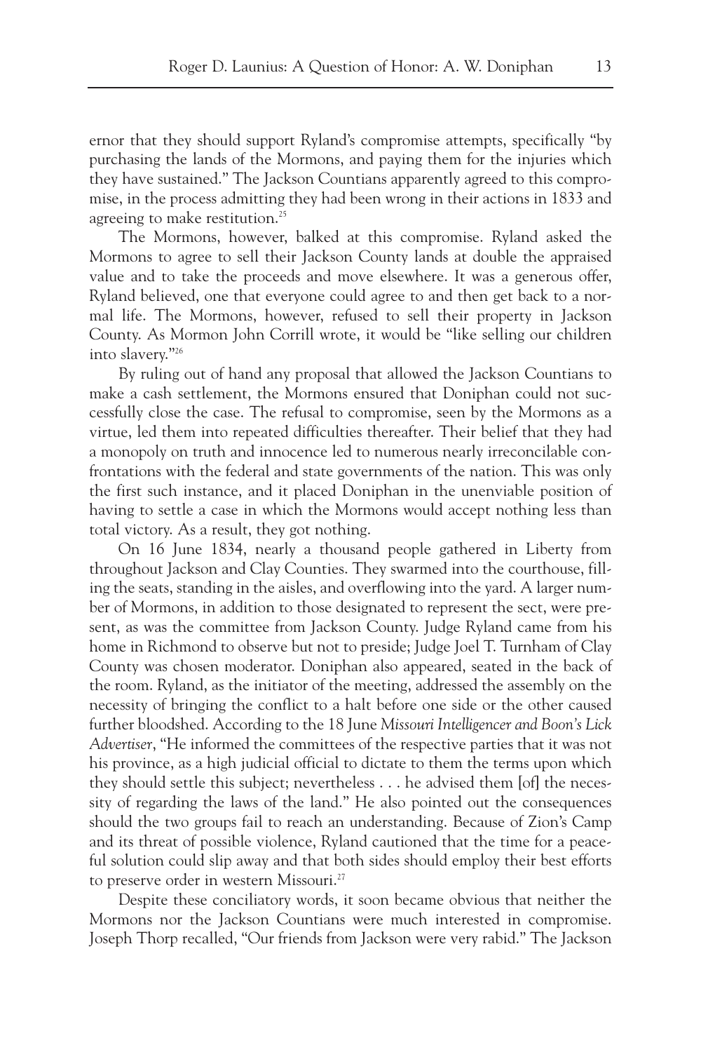ernor that they should support Ryland's compromise attempts, specifically "by purchasing the lands of the Mormons, and paying them for the injuries which they have sustained." The Jackson Countians apparently agreed to this compromise, in the process admitting they had been wrong in their actions in 1833 and agreeing to make restitution.[25]

The Mormons, however, balked at this compromise. Ryland asked the Mormons to agree to sell their Jackson County lands at double the appraised value and to take the proceeds and move elsewhere. It was a generous offer, Ryland believed, one that everyone could agree to and then get back to a normal life. The Mormons, however, refused to sell their property in Jackson County. As Mormon John Corrill wrote, it would be "like selling our children into slavery."[26]

By ruling out of hand any proposal that allowed the Jackson Countians to make a cash settlement, the Mormons ensured that Doniphan could not successfully close the case. The refusal to compromise, seen by the Mormons as a virtue, led them into repeated difficulties thereafter. Their belief that they had a monopoly on truth and innocence led to numerous nearly irreconcilable confrontations with the federal and state governments of the nation. This was only the first such instance, and it placed Doniphan in the unenviable position of having to settle a case in which the Mormons would accept nothing less than total victory. As a result, they got nothing.

On 16 June 1834, nearly a thousand people gathered in Liberty from throughout Jackson and Clay Counties. They swarmed into the courthouse, filling the seats, standing in the aisles, and overflowing into the yard. A larger number of Mormons, in addition to those designated to represent the sect, were present, as was the committee from Jackson County. Judge Ryland came from his home in Richmond to observe but not to preside; Judge Joel T. Turnham of Clay County was chosen moderator. Doniphan also appeared, seated in the back of the room. Ryland, as the initiator of the meeting, addressed the assembly on the necessity of bringing the conflict to a halt before one side or the other caused further bloodshed. According to the 18 June *Missouri Intelligencer and Boon's Lick Advertiser*, "He informed the committees of the respective parties that it was not his province, as a high judicial official to dictate to them the terms upon which they should settle this subject; nevertheless . . . he advised them [of] the necessity of regarding the laws of the land." He also pointed out the consequences should the two groups fail to reach an understanding. Because of Zion's Camp and its threat of possible violence, Ryland cautioned that the time for a peaceful solution could slip away and that both sides should employ their best efforts to preserve order in western Missouri.[27]

Despite these conciliatory words, it soon became obvious that neither the Mormons nor the Jackson Countians were much interested in compromise. Joseph Thorp recalled, "Our friends from Jackson were very rabid." The Jackson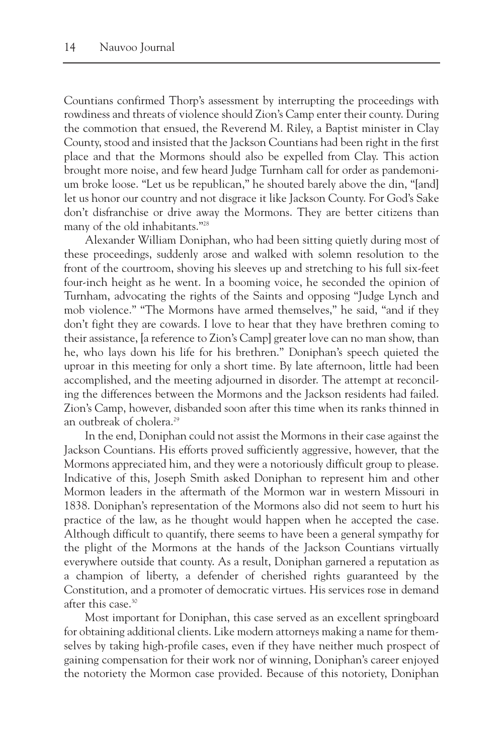Countians confirmed Thorp's assessment by interrupting the proceedings with rowdiness and threats of violence should Zion's Camp enter their county. During the commotion that ensued, the Reverend M. Riley, a Baptist minister in Clay County, stood and insisted that the Jackson Countians had been right in the first place and that the Mormons should also be expelled from Clay. This action brought more noise, and few heard Judge Turnham call for order as pandemonium broke loose. "Let us be republican," he shouted barely above the din, "[and] let us honor our country and not disgrace it like Jackson County. For God's Sake don't disfranchise or drive away the Mormons. They are better citizens than many of the old inhabitants."[28]

Alexander William Doniphan, who had been sitting quietly during most of these proceedings, suddenly arose and walked with solemn resolution to the front of the courtroom, shoving his sleeves up and stretching to his full six-feet four-inch height as he went. In a booming voice, he seconded the opinion of Turnham, advocating the rights of the Saints and opposing "Judge Lynch and mob violence." "The Mormons have armed themselves," he said, "and if they don't fight they are cowards. I love to hear that they have brethren coming to their assistance, [a reference to Zion's Camp] greater love can no man show, than he, who lays down his life for his brethren." Doniphan's speech quieted the uproar in this meeting for only a short time. By late afternoon, little had been accomplished, and the meeting adjourned in disorder. The attempt at reconciling the differences between the Mormons and the Jackson residents had failed. Zion's Camp, however, disbanded soon after this time when its ranks thinned in an outbreak of cholera.[29]

In the end, Doniphan could not assist the Mormons in their case against the Jackson Countians. His efforts proved sufficiently aggressive, however, that the Mormons appreciated him, and they were a notoriously difficult group to please. Indicative of this, Joseph Smith asked Doniphan to represent him and other Mormon leaders in the aftermath of the Mormon war in western Missouri in 1838. Doniphan's representation of the Mormons also did not seem to hurt his practice of the law, as he thought would happen when he accepted the case. Although difficult to quantify, there seems to have been a general sympathy for the plight of the Mormons at the hands of the Jackson Countians virtually everywhere outside that county. As a result, Doniphan garnered a reputation as a champion of liberty, a defender of cherished rights guaranteed by the Constitution, and a promoter of democratic virtues. His services rose in demand after this case.[30]

Most important for Doniphan, this case served as an excellent springboard for obtaining additional clients. Like modern attorneys making a name for themselves by taking high-profile cases, even if they have neither much prospect of gaining compensation for their work nor of winning, Doniphan's career enjoyed the notoriety the Mormon case provided. Because of this notoriety, Doniphan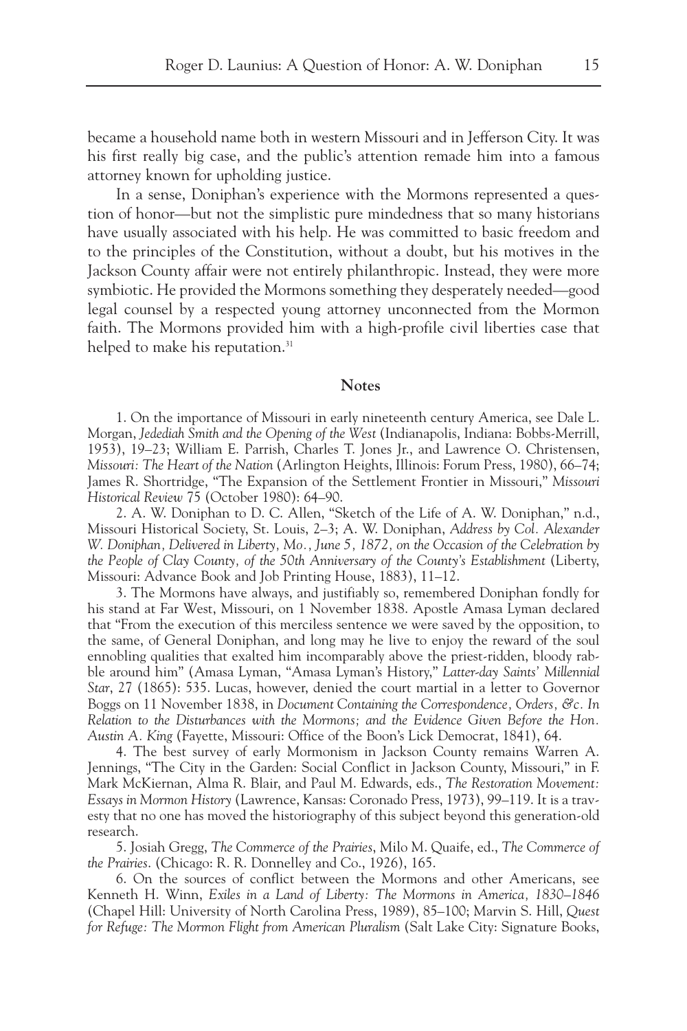became a household name both in western Missouri and in Jefferson City. It was his first really big case, and the public's attention remade him into a famous attorney known for upholding justice.

In a sense, Doniphan's experience with the Mormons represented a question of honor—but not the simplistic pure mindedness that so many historians have usually associated with his help. He was committed to basic freedom and to the principles of the Constitution, without a doubt, but his motives in the Jackson County affair were not entirely philanthropic. Instead, they were more symbiotic. He provided the Mormons something they desperately needed—good legal counsel by a respected young attorney unconnected from the Mormon faith. The Mormons provided him with a high-profile civil liberties case that helped to make his reputation.[31]

## Notes

1. On the importance of Missouri in early nineteenth century America, see Dale L. Morgan, *Jedediah Smith and the Opening of the West* (Indianapolis, Indiana: Bobbs-Merrill, 1953), 19–23; William E. Parrish, Charles T. Jones Jr., and Lawrence O. Christensen, *Missouri: The Heart of the Nation* (Arlington Heights, Illinois: Forum Press, 1980), 66–74; James R. Shortridge, "The Expansion of the Settlement Frontier in Missouri," *Missouri Historical Review* 75 (October 1980): 64–90.

2. A. W. Doniphan to D. C. Allen, "Sketch of the Life of A. W. Doniphan," n.d., Missouri Historical Society, St. Louis, 2–3; A. W. Doniphan, *Address by Col. Alexander W. Doniphan, Delivered in Liberty, Mo., June 5, 1872, on the Occasion of the Celebration by the People of Clay County, of the 50th Anniversary of the County's Establishment* (Liberty, Missouri: Advance Book and Job Printing House, 1883), 11–12.

3. The Mormons have always, and justifiably so, remembered Doniphan fondly for his stand at Far West, Missouri, on 1 November 1838. Apostle Amasa Lyman declared that "From the execution of this merciless sentence we were saved by the opposition, to the same, of General Doniphan, and long may he live to enjoy the reward of the soul ennobling qualities that exalted him incomparably above the priest-ridden, bloody rabble around him" (Amasa Lyman, "Amasa Lyman's History," *Latter-day Saints' Millennial Star*, 27 (1865): 535. Lucas, however, denied the court martial in a letter to Governor Boggs on 11 November 1838, in *Document Containing the Correspondence, Orders, &c. In Relation to the Disturbances with the Mormons; and the Evidence Given Before the Hon. Austin A. King* (Fayette, Missouri: Office of the Boon's Lick Democrat, 1841), 64.

4. The best survey of early Mormonism in Jackson County remains Warren A. Jennings, "The City in the Garden: Social Conflict in Jackson County, Missouri," in F. Mark McKiernan, Alma R. Blair, and Paul M. Edwards, eds., *The Restoration Movement: Essays in Mormon History* (Lawrence, Kansas: Coronado Press, 1973), 99–119. It is a travesty that no one has moved the historiography of this subject beyond this generation-old research.

5. Josiah Gregg, *The Commerce of the Prairies*, Milo M. Quaife, ed., *The Commerce of the Prairies*. (Chicago: R. R. Donnelley and Co., 1926), 165.

6. On the sources of conflict between the Mormons and other Americans, see Kenneth H. Winn, *Exiles in a Land of Liberty: The Mormons in America, 1830–1846* (Chapel Hill: University of North Carolina Press, 1989), 85–100; Marvin S. Hill, *Quest for Refuge: The Mormon Flight from American Pluralism* (Salt Lake City: Signature Books,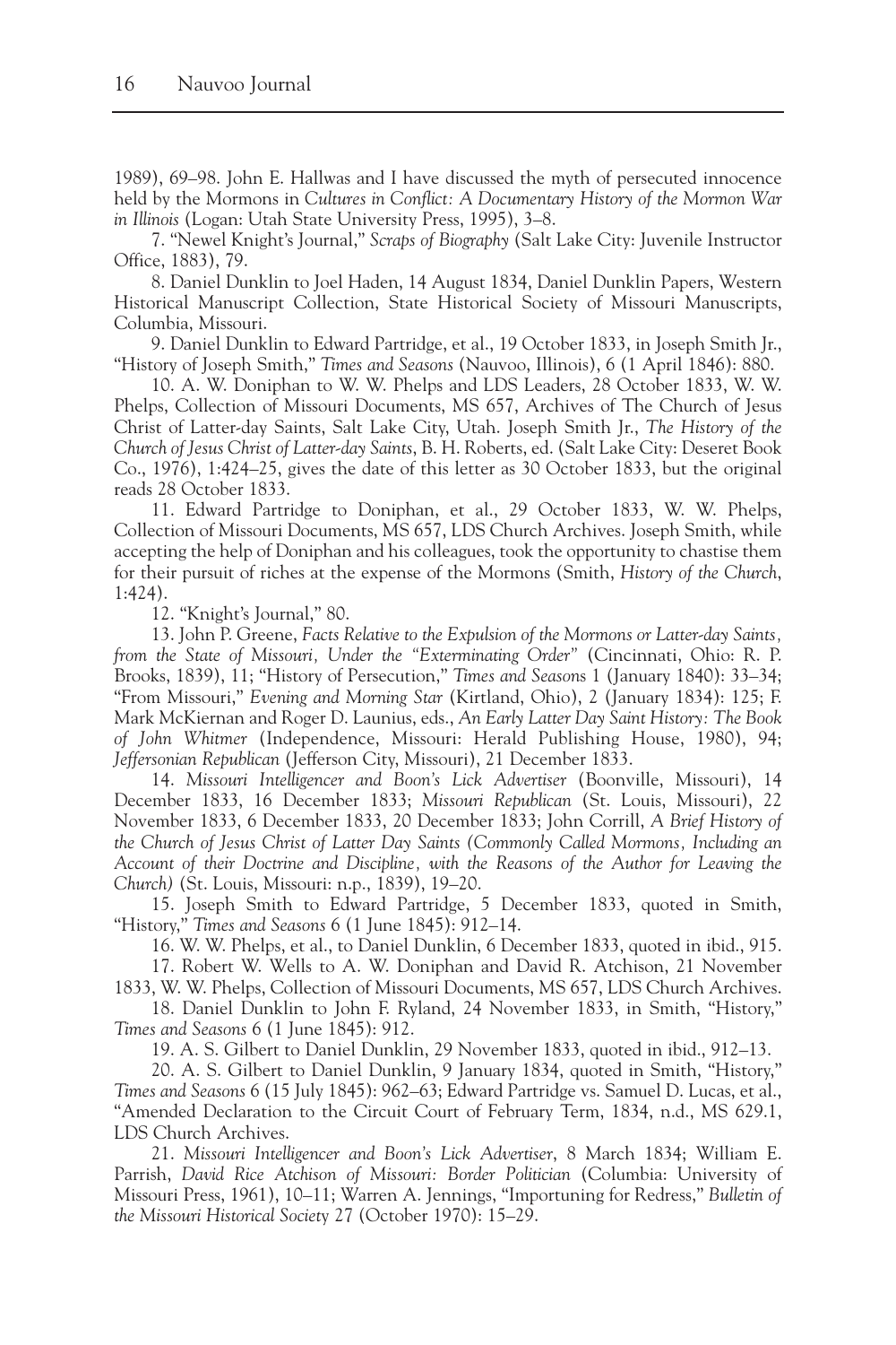1989), 69–98. John E. Hallwas and I have discussed the myth of persecuted innocence held by the Mormons in *Cultures in Conflict: A Documentary History of the Mormon War in Illinois* (Logan: Utah State University Press, 1995), 3–8.

7. "Newel Knight's Journal," *Scraps of Biography* (Salt Lake City: Juvenile Instructor Office, 1883), 79.

8. Daniel Dunklin to Joel Haden, 14 August 1834, Daniel Dunklin Papers, Western Historical Manuscript Collection, State Historical Society of Missouri Manuscripts, Columbia, Missouri.

9. Daniel Dunklin to Edward Partridge, et al., 19 October 1833, in Joseph Smith Jr., "History of Joseph Smith," *Times and Seasons* (Nauvoo, Illinois), 6 (1 April 1846): 880.

10. A. W. Doniphan to W. W. Phelps and LDS Leaders, 28 October 1833, W. W. Phelps, Collection of Missouri Documents, MS 657, Archives of The Church of Jesus Christ of Latter-day Saints, Salt Lake City, Utah. Joseph Smith Jr., *The History of the Church of Jesus Christ of Latter-day Saints*, B. H. Roberts, ed. (Salt Lake City: Deseret Book Co., 1976), 1:424–25, gives the date of this letter as 30 October 1833, but the original reads 28 October 1833.

11. Edward Partridge to Doniphan, et al., 29 October 1833, W. W. Phelps, Collection of Missouri Documents, MS 657, LDS Church Archives. Joseph Smith, while accepting the help of Doniphan and his colleagues, took the opportunity to chastise them for their pursuit of riches at the expense of the Mormons (Smith, *History of the Church*, 1:424).

12. "Knight's Journal," 80.

13. John P. Greene, *Facts Relative to the Expulsion of the Mormons or Latter-day Saints, from the State of Missouri, Under the "Exterminating Order"* (Cincinnati, Ohio: R. P. Brooks, 1839), 11; "History of Persecution," *Times and Seasons* 1 (January 1840): 33–34; "From Missouri," *Evening and Morning Star* (Kirtland, Ohio), 2 (January 1834): 125; F. Mark McKiernan and Roger D. Launius, eds., *An Early Latter Day Saint History: The Book of John Whitmer* (Independence, Missouri: Herald Publishing House, 1980), 94; *Jeffersonian Republican* (Jefferson City, Missouri), 21 December 1833.

14. *Missouri Intelligencer and Boon's Lick Advertiser* (Boonville, Missouri), 14 December 1833, 16 December 1833; *Missouri Republican* (St. Louis, Missouri), 22 November 1833, 6 December 1833, 20 December 1833; John Corrill, *A Brief History of the Church of Jesus Christ of Latter Day Saints (Commonly Called Mormons, Including an Account of their Doctrine and Discipline, with the Reasons of the Author for Leaving the Church)* (St. Louis, Missouri: n.p., 1839), 19–20.

15. Joseph Smith to Edward Partridge, 5 December 1833, quoted in Smith, "History," *Times and Seasons* 6 (1 June 1845): 912–14.

16. W. W. Phelps, et al., to Daniel Dunklin, 6 December 1833, quoted in ibid., 915.

17. Robert W. Wells to A. W. Doniphan and David R. Atchison, 21 November 1833, W. W. Phelps, Collection of Missouri Documents, MS 657, LDS Church Archives.

18. Daniel Dunklin to John F. Ryland, 24 November 1833, in Smith, "History," *Times and Seasons* 6 (1 June 1845): 912.

19. A. S. Gilbert to Daniel Dunklin, 29 November 1833, quoted in ibid., 912–13.

20. A. S. Gilbert to Daniel Dunklin, 9 January 1834, quoted in Smith, "History," *Times and Seasons* 6 (15 July 1845): 962–63; Edward Partridge vs. Samuel D. Lucas, et al., "Amended Declaration to the Circuit Court of February Term, 1834, n.d., MS 629.1, LDS Church Archives.

21. *Missouri Intelligencer and Boon's Lick Advertiser*, 8 March 1834; William E. Parrish, *David Rice Atchison of Missouri: Border Politician* (Columbia: University of Missouri Press, 1961), 10–11; Warren A. Jennings, "Importuning for Redress," *Bulletin of the Missouri Historical Society* 27 (October 1970): 15–29.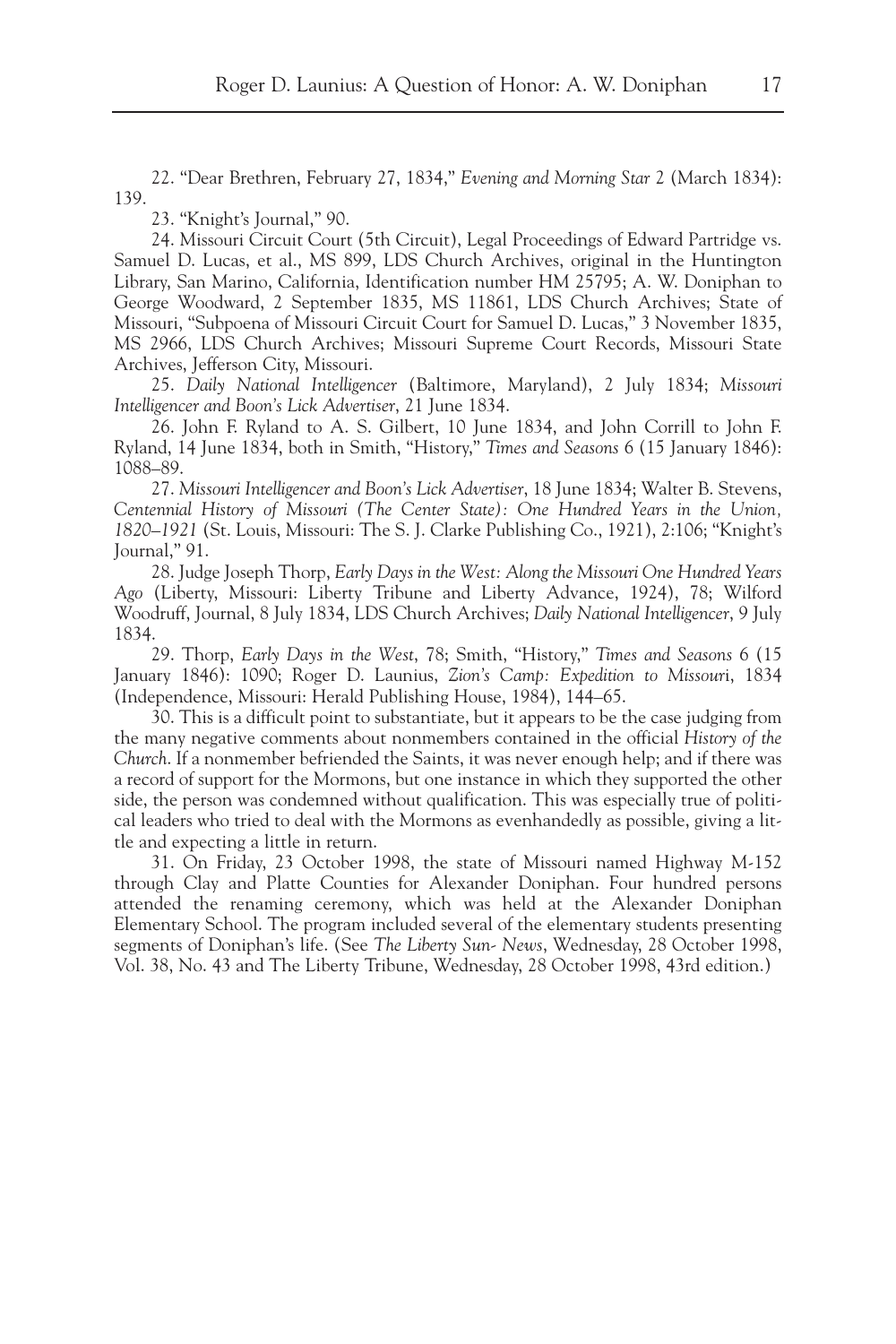22. "Dear Brethren, February 27, 1834," *Evening and Morning Star* 2 (March 1834): 139.

23. "Knight's Journal," 90.

24. Missouri Circuit Court (5th Circuit), Legal Proceedings of Edward Partridge vs. Samuel D. Lucas, et al., MS 899, LDS Church Archives, original in the Huntington Library, San Marino, California, Identification number HM 25795; A. W. Doniphan to George Woodward, 2 September 1835, MS 11861, LDS Church Archives; State of Missouri, "Subpoena of Missouri Circuit Court for Samuel D. Lucas," 3 November 1835, MS 2966, LDS Church Archives; Missouri Supreme Court Records, Missouri State Archives, Jefferson City, Missouri.

25. *Daily National Intelligencer* (Baltimore, Maryland), 2 July 1834; *Missouri Intelligencer and Boon's Lick Advertiser*, 21 June 1834.

26. John F. Ryland to A. S. Gilbert, 10 June 1834, and John Corrill to John F. Ryland, 14 June 1834, both in Smith, "History," *Times and Seasons* 6 (15 January 1846): 1088–89.

27. *Missouri Intelligencer and Boon's Lick Advertiser*, 18 June 1834; Walter B. Stevens, *Centennial History of Missouri (The Center State): One Hundred Years in the Union, 1820–1921* (St. Louis, Missouri: The S. J. Clarke Publishing Co., 1921), 2:106; "Knight's Journal," 91.

28. Judge Joseph Thorp, *Early Days in the West: Along the Missouri One Hundred Years Ago* (Liberty, Missouri: Liberty Tribune and Liberty Advance, 1924), 78; Wilford Woodruff, Journal, 8 July 1834, LDS Church Archives; *Daily National Intelligencer*, 9 July 1834.

29. Thorp, *Early Days in the West*, 78; Smith, "History," *Times and Seasons* 6 (15 January 1846): 1090; Roger D. Launius, *Zion's Camp: Expedition to Missour*i, 1834 (Independence, Missouri: Herald Publishing House, 1984), 144–65.

30. This is a difficult point to substantiate, but it appears to be the case judging from the many negative comments about nonmembers contained in the official *History of the Church*. If a nonmember befriended the Saints, it was never enough help; and if there was a record of support for the Mormons, but one instance in which they supported the other side, the person was condemned without qualification. This was especially true of political leaders who tried to deal with the Mormons as evenhandedly as possible, giving a little and expecting a little in return.

31. On Friday, 23 October 1998, the state of Missouri named Highway M-152 through Clay and Platte Counties for Alexander Doniphan. Four hundred persons attended the renaming ceremony, which was held at the Alexander Doniphan Elementary School. The program included several of the elementary students presenting segments of Doniphan's life. (See *The Liberty Sun- News*, Wednesday, 28 October 1998, Vol. 38, No. 43 and The Liberty Tribune, Wednesday, 28 October 1998, 43rd edition.)